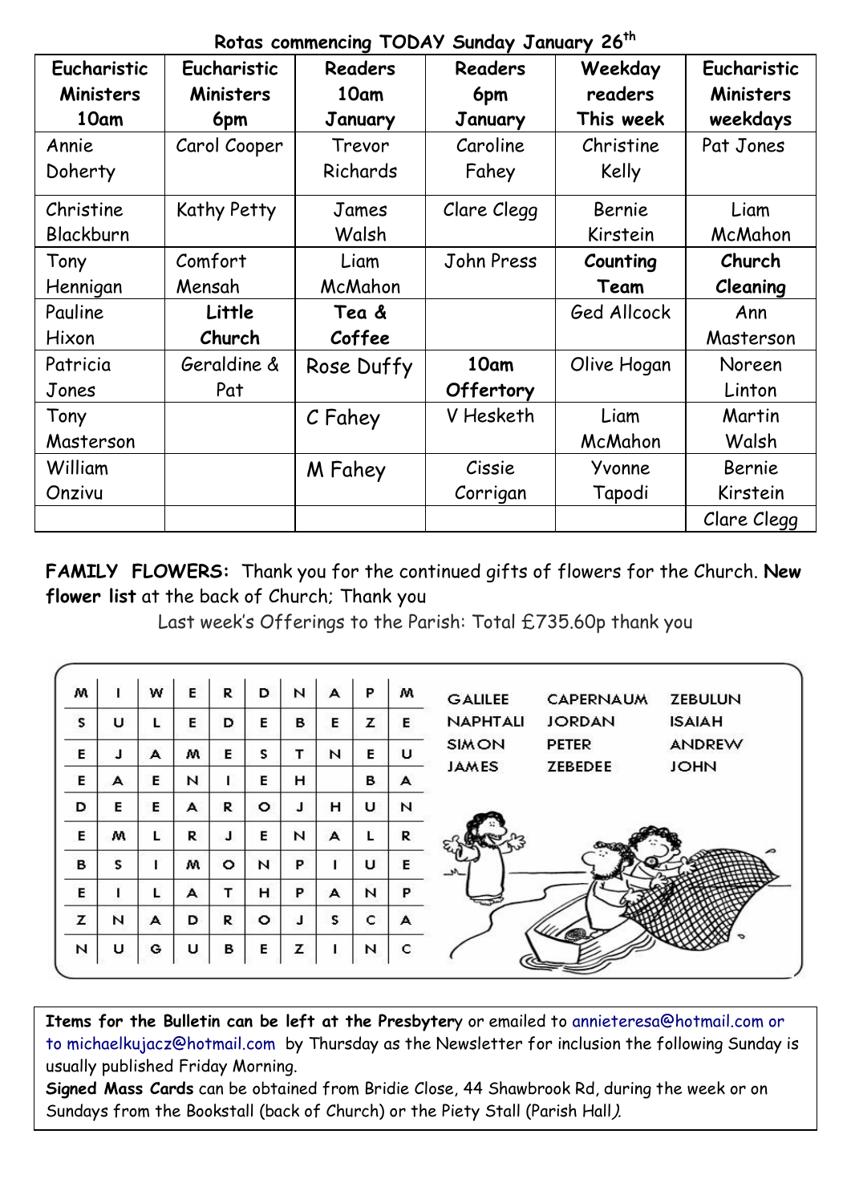## Rotas commencing TODAY Sunday January 26th

| Eucharistic Ministers 10am | Eucharistic Ministers 6pm | Readers 10am January | Readers 6pm January | Weekday readers This week | Eucharistic Ministers weekdays |
|---|---|---|---|---|---|
| Annie Doherty | Carol Cooper | Trevor Richards | Caroline Fahey | Christine Kelly | Pat Jones |
| Christine Blackburn | Kathy Petty | James Walsh | Clare Clegg | Bernie Kirstein | Liam McMahon |
| Tony Hennigan | Comfort Mensah | Liam McMahon | John Press | **Counting Team** | **Church Cleaning** |
| Pauline Hixon | **Little Church** | **Tea & Coffee** | | Ged Allcock | Ann Masterson |
| Patricia Jones | Geraldine & Pat | Rose Duffy | **10am Offertory** | Olive Hogan | Noreen Linton |
| Tony Masterson | | C Fahey | V Hesketh | Liam McMahon | Martin Walsh |
| William Onzivu | | M Fahey | Cissie Corrigan | Yvonne Tapodi | Bernie Kirstein |
| | | | | | Clare Clegg |

**FAMILY FLOWERS:** Thank you for the continued gifts of flowers for the Church. **New flower list** at the back of Church; Thank you

Last week's Offerings to the Parish: Total £735.60p thank you

| | | | | | | | | | |
|---|---|---|---|---|---|---|---|---|---|
| M | I | W | E | R | D | N | A | P | M |
| S | U | L | E | D | E | B | E | Z | E |
| E | J | A | M | E | S | T | N | E | U |
| E | A | E | N | I | E | H | | B | A |
| D | E | E | A | R | O | J | H | U | N |
| E | M | L | R | J | E | N | A | L | R |
| B | S | I | M | O | N | P | I | U | E |
| E | I | L | A | T | H | P | A | N | P |
| Z | N | A | D | R | O | J | S | C | A |
| N | U | G | U | B | E | Z | I | N | C |

GALILEE, CAPERNAUM, ZEBULUN
NAPHTALI, JORDAN, ISAIAH
SIMON, PETER, ANDREW
JAMES, ZEBEDEE, JOHN

**Items for the Bulletin can be left at the Presbytery** or emailed to annieteresa@hotmail.com or to michaelkujacz@hotmail.com by Thursday as the Newsletter for inclusion the following Sunday is usually published Friday Morning.

**Signed Mass Cards** can be obtained from Bridie Close, 44 Shawbrook Rd, during the week or on Sundays from the Bookstall (back of Church) or the Piety Stall (Parish Hall).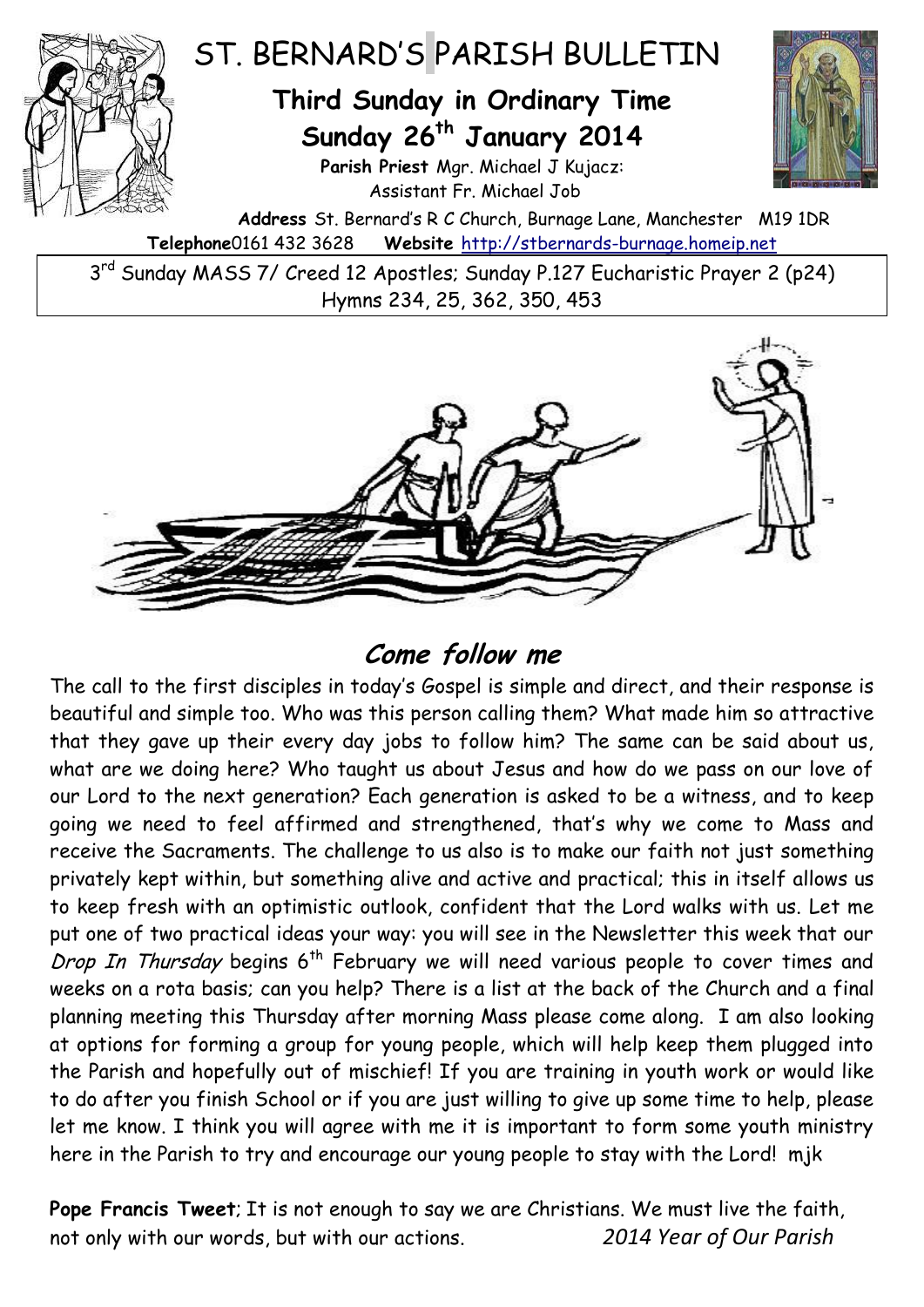# ST. BERNARD'S PARISH BULLETIN

## Third Sunday in Ordinary Time
## Sunday 26th January 2014

**Parish Priest** Mgr. Michael J Kujacz:
Assistant Fr. Michael Job

**Address** St. Bernard's R C Church, Burnage Lane, Manchester M19 1DR
**Telephone**0161 432 3628 **Website** http://stbernards-burnage.homeip.net

3rd Sunday MASS 7/ Creed 12 Apostles; Sunday P.127 Eucharistic Prayer 2 (p24)
Hymns 234, 25, 362, 350, 453

## *Come follow me*

The call to the first disciples in today's Gospel is simple and direct, and their response is beautiful and simple too. Who was this person calling them? What made him so attractive that they gave up their every day jobs to follow him? The same can be said about us, what are we doing here? Who taught us about Jesus and how do we pass on our love of our Lord to the next generation? Each generation is asked to be a witness, and to keep going we need to feel affirmed and strengthened, that's why we come to Mass and receive the Sacraments. The challenge to us also is to make our faith not just something privately kept within, but something alive and active and practical; this in itself allows us to keep fresh with an optimistic outlook, confident that the Lord walks with us. Let me put one of two practical ideas your way: you will see in the Newsletter this week that our *Drop In Thursday* begins 6th February we will need various people to cover times and weeks on a rota basis; can you help? There is a list at the back of the Church and a final planning meeting this Thursday after morning Mass please come along. I am also looking at options for forming a group for young people, which will help keep them plugged into the Parish and hopefully out of mischief! If you are training in youth work or would like to do after you finish School or if you are just willing to give up some time to help, please let me know. I think you will agree with me it is important to form some youth ministry here in the Parish to try and encourage our young people to stay with the Lord! mjk

**Pope Francis Tweet**; It is not enough to say we are Christians. We must live the faith, not only with our words, but with our actions. *2014 Year of Our Parish*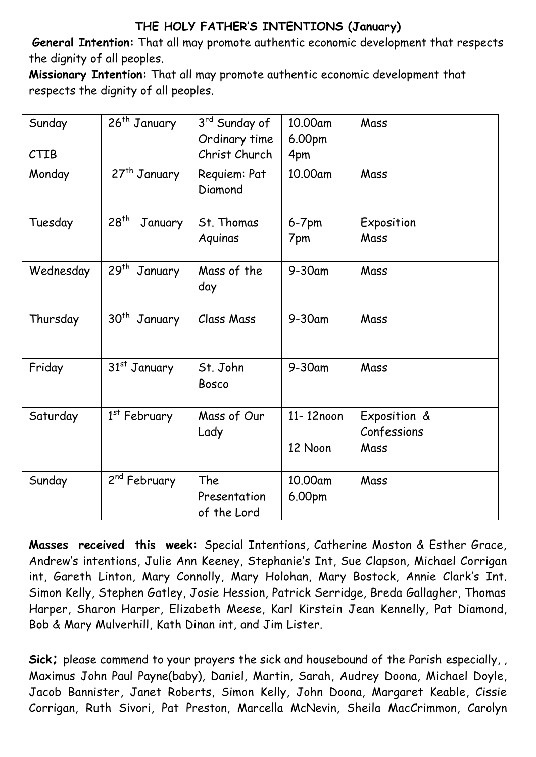## THE HOLY FATHER'S INTENTIONS (January)

**General Intention:** That all may promote authentic economic development that respects the dignity of all peoples.

**Missionary Intention:** That all may promote authentic economic development that respects the dignity of all peoples.

| | | | | |
|---|---|---|---|---|
| Sunday<br><br>CTIB | 26th January | 3rd Sunday of Ordinary time<br>Christ Church | 10.00am<br>6.00pm<br>4pm | Mass |
| Monday | 27th January | Requiem: Pat Diamond | 10.00am | Mass |
| Tuesday | 28th January | St. Thomas Aquinas | 6-7pm<br>7pm | Exposition<br>Mass |
| Wednesday | 29th January | Mass of the day | 9-30am | Mass |
| Thursday | 30th January | Class Mass | 9-30am | Mass |
| Friday | 31st January | St. John Bosco | 9-30am | Mass |
| Saturday | 1st February | Mass of Our Lady | 11- 12noon<br><br>12 Noon | Exposition & Confessions<br>Mass |
| Sunday | 2nd February | The Presentation of the Lord | 10.00am<br>6.00pm | Mass |

**Masses received this week:** Special Intentions, Catherine Moston & Esther Grace, Andrew's intentions, Julie Ann Keeney, Stephanie's Int, Sue Clapson, Michael Corrigan int, Gareth Linton, Mary Connolly, Mary Holohan, Mary Bostock, Annie Clark's Int. Simon Kelly, Stephen Gatley, Josie Hession, Patrick Serridge, Breda Gallagher, Thomas Harper, Sharon Harper, Elizabeth Meese, Karl Kirstein Jean Kennelly, Pat Diamond, Bob & Mary Mulverhill, Kath Dinan int, and Jim Lister.

**Sick;** please commend to your prayers the sick and housebound of the Parish especially, , Maximus John Paul Payne(baby), Daniel, Martin, Sarah, Audrey Doona, Michael Doyle, Jacob Bannister, Janet Roberts, Simon Kelly, John Doona, Margaret Keable, Cissie Corrigan, Ruth Sivori, Pat Preston, Marcella McNevin, Sheila MacCrimmon, Carolyn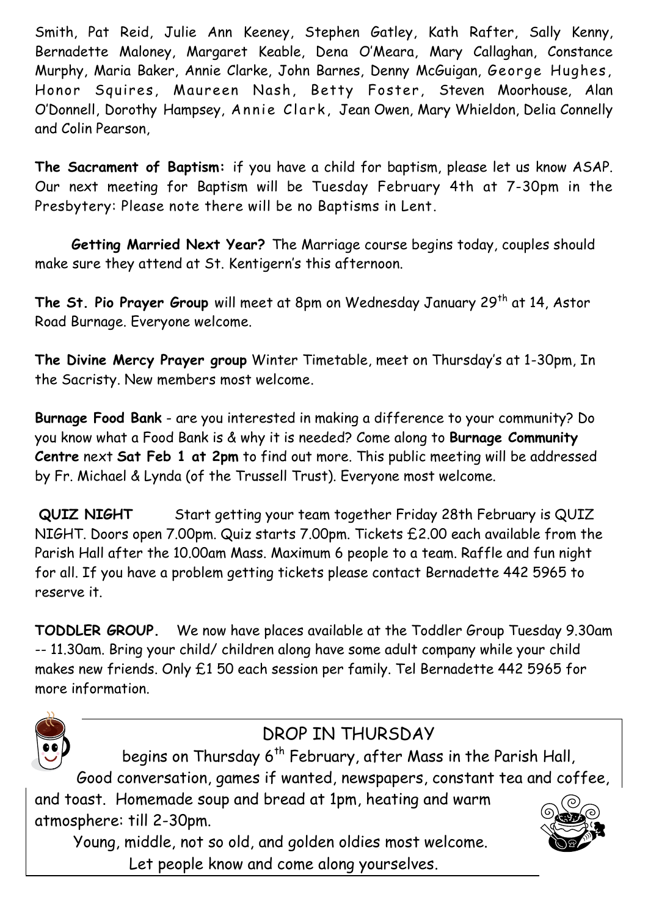Smith, Pat Reid, Julie Ann Keeney, Stephen Gatley, Kath Rafter, Sally Kenny, Bernadette Maloney, Margaret Keable, Dena O'Meara, Mary Callaghan, Constance Murphy, Maria Baker, Annie Clarke, John Barnes, Denny McGuigan, George Hughes, Honor Squires, Maureen Nash, Betty Foster, Steven Moorhouse, Alan O'Donnell, Dorothy Hampsey, Annie Clark, Jean Owen, Mary Whieldon, Delia Connelly and Colin Pearson,

**The Sacrament of Baptism:** if you have a child for baptism, please let us know ASAP. Our next meeting for Baptism will be Tuesday February 4th at 7-30pm in the Presbytery: Please note there will be no Baptisms in Lent.

**Getting Married Next Year?** The Marriage course begins today, couples should make sure they attend at St. Kentigern's this afternoon.

**The St. Pio Prayer Group** will meet at 8pm on Wednesday January 29th at 14, Astor Road Burnage. Everyone welcome.

**The Divine Mercy Prayer group** Winter Timetable, meet on Thursday's at 1-30pm, In the Sacristy. New members most welcome.

**Burnage Food Bank** - are you interested in making a difference to your community? Do you know what a Food Bank is & why it is needed? Come along to **Burnage Community Centre** next **Sat Feb 1 at 2pm** to find out more. This public meeting will be addressed by Fr. Michael & Lynda (of the Trussell Trust). Everyone most welcome.

**QUIZ NIGHT** Start getting your team together Friday 28th February is QUIZ NIGHT. Doors open 7.00pm. Quiz starts 7.00pm. Tickets £2.00 each available from the Parish Hall after the 10.00am Mass. Maximum 6 people to a team. Raffle and fun night for all. If you have a problem getting tickets please contact Bernadette 442 5965 to reserve it.

**TODDLER GROUP.** We now have places available at the Toddler Group Tuesday 9.30am -- 11.30am. Bring your child/ children along have some adult company while your child makes new friends. Only £1 50 each session per family. Tel Bernadette 442 5965 for more information.

## DROP IN THURSDAY

begins on Thursday 6th February, after Mass in the Parish Hall, Good conversation, games if wanted, newspapers, constant tea and coffee, and toast. Homemade soup and bread at 1pm, heating and warm atmosphere: till 2-30pm.

Young, middle, not so old, and golden oldies most welcome.
Let people know and come along yourselves.